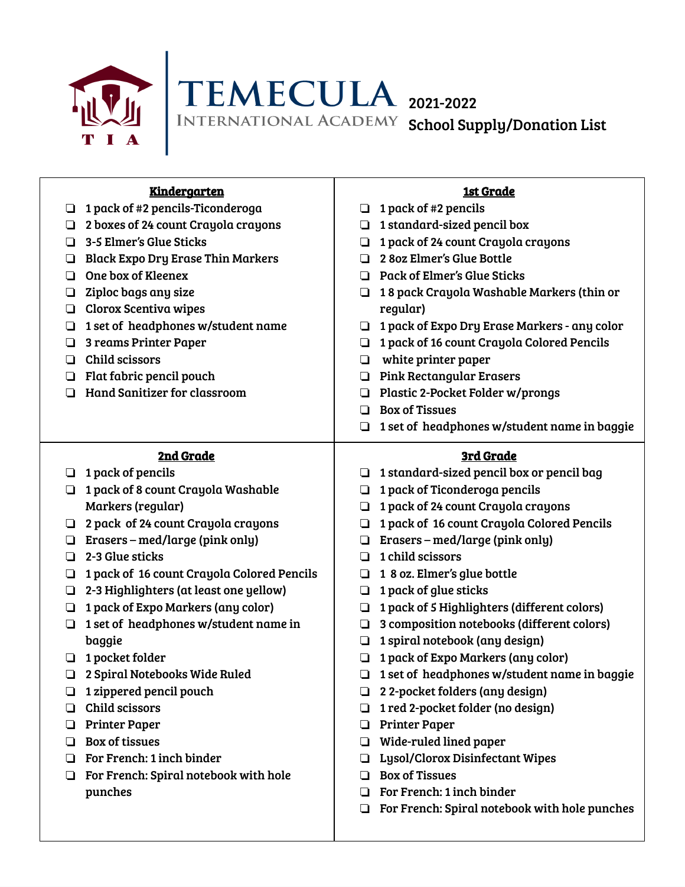# TEMECULA INTERNATIONAL ACADEMY

## 2021-2022 School Supply/Donation List

### Kindergarten

- ❑ 1 pack of #2 pencils-Ticonderoga
- ❑ 2 boxes of 24 count Crayola crayons
- ❑ 3-5 Elmer's Glue Sticks
- ❑ Black Expo Dry Erase Thin Markers
- ❑ One box of Kleenex
- ❑ Ziploc bags any size
- ❑ Clorox Scentiva wipes
- ❑ 1 set of headphones w/student name
- ❑ 3 reams Printer Paper
- ❑ Child scissors
- ❑ Flat fabric pencil pouch
- ❑ Hand Sanitizer for classroom

### 1st Grade

- ❑ 1 pack of #2 pencils
- ❑ 1 standard-sized pencil box
- ❑ 1 pack of 24 count Crayola crayons
- ❑ 2 8oz Elmer's Glue Bottle
- ❑ Pack of Elmer's Glue Sticks
- ❑ 1 8 pack Crayola Washable Markers (thin or regular)
- ❑ 1 pack of Expo Dry Erase Markers - any color
- ❑ 1 pack of 16 count Crayola Colored Pencils
- ❑ white printer paper
- ❑ Pink Rectangular Erasers
- ❑ Plastic 2-Pocket Folder w/prongs
- ❑ Box of Tissues
- ❑ 1 set of headphones w/student name in baggie

### 2nd Grade

- ❑ 1 pack of pencils
- ❑ 1 pack of 8 count Crayola Washable Markers (regular)
- ❑ 2 pack of 24 count Crayola crayons
- ❑ Erasers – med/large (pink only)
- ❑ 2-3 Glue sticks
- ❑ 1 pack of 16 count Crayola Colored Pencils
- ❑ 2-3 Highlighters (at least one yellow)
- ❑ 1 pack of Expo Markers (any color)
- ❑ 1 set of headphones w/student name in baggie
- ❑ 1 pocket folder
- ❑ 2 Spiral Notebooks Wide Ruled
- ❑ 1 zippered pencil pouch
- ❑ Child scissors
- ❑ Printer Paper
- ❑ Box of tissues
- ❑ For French: 1 inch binder
- ❑ For French: Spiral notebook with hole punches

### 3rd Grade

- ❑ 1 standard-sized pencil box or pencil bag
- ❑ 1 pack of Ticonderoga pencils
- ❑ 1 pack of 24 count Crayola crayons
- ❑ 1 pack of 16 count Crayola Colored Pencils
- ❑ Erasers – med/large (pink only)
- ❑ 1 child scissors
- ❑ 1 8 oz. Elmer's glue bottle
- ❑ 1 pack of glue sticks
- ❑ 1 pack of 5 Highlighters (different colors)
- ❑ 3 composition notebooks (different colors)
- ❑ 1 spiral notebook (any design)
- ❑ 1 pack of Expo Markers (any color)
- ❑ 1 set of headphones w/student name in baggie
- ❑ 2 2-pocket folders (any design)
- ❑ 1 red 2-pocket folder (no design)
- ❑ Printer Paper
- ❑ Wide-ruled lined paper
- ❑ Lysol/Clorox Disinfectant Wipes
- ❑ Box of Tissues
- ❑ For French: 1 inch binder
- ❑ For French: Spiral notebook with hole punches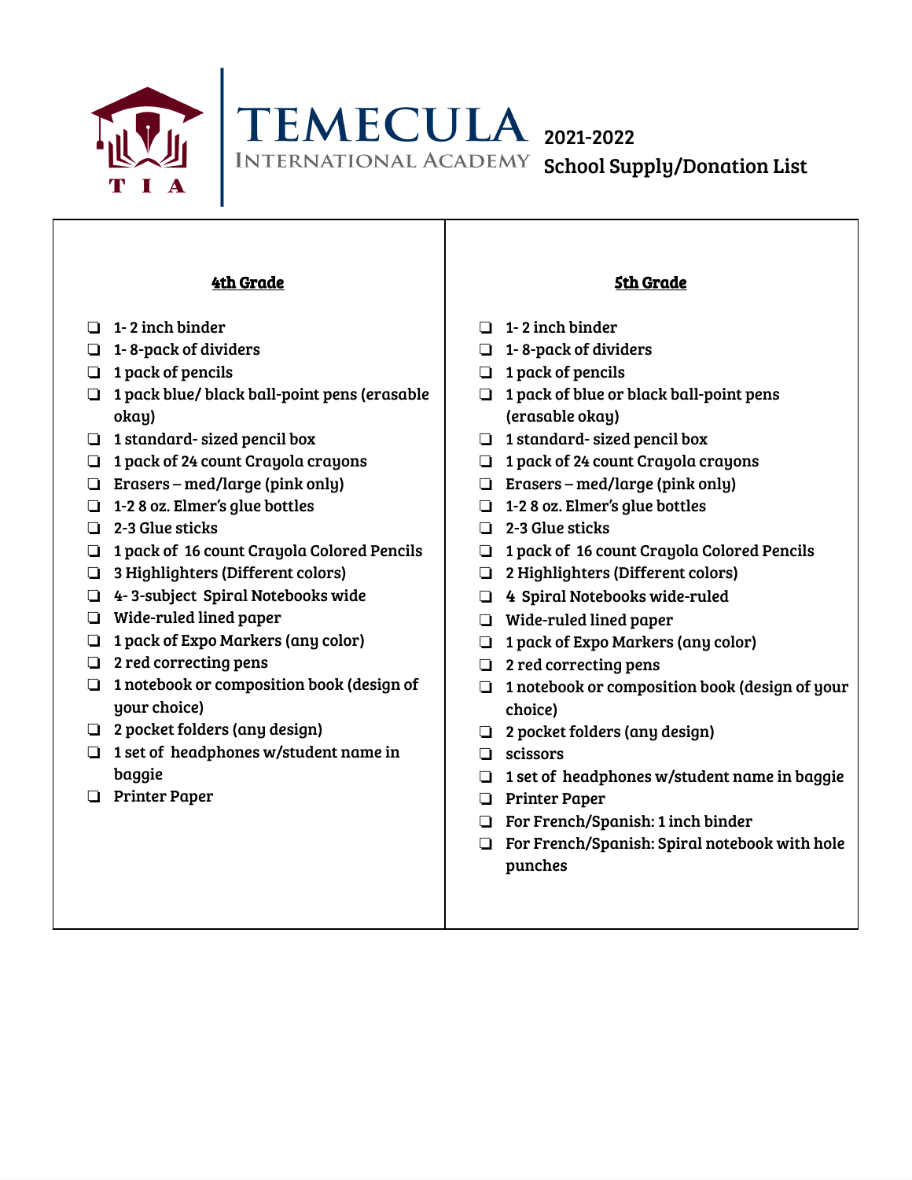# TEMECULA INTERNATIONAL ACADEMY

## 2021-2022 School Supply/Donation List

### 4th Grade

- ❏ 1- 2 inch binder
- ❏ 1- 8-pack of dividers
- ❏ 1 pack of pencils
- ❏ 1 pack blue/ black ball-point pens (erasable okay)
- ❏ 1 standard- sized pencil box
- ❏ 1 pack of 24 count Crayola crayons
- ❏ Erasers – med/large (pink only)
- ❏ 1-2 8 oz. Elmer's glue bottles
- ❏ 2-3 Glue sticks
- ❏ 1 pack of 16 count Crayola Colored Pencils
- ❏ 3 Highlighters (Different colors)
- ❏ 4- 3-subject Spiral Notebooks wide
- ❏ Wide-ruled lined paper
- ❏ 1 pack of Expo Markers (any color)
- ❏ 2 red correcting pens
- ❏ 1 notebook or composition book (design of your choice)
- ❏ 2 pocket folders (any design)
- ❏ 1 set of headphones w/student name in baggie
- ❏ Printer Paper

### 5th Grade

- ❏ 1- 2 inch binder
- ❏ 1- 8-pack of dividers
- ❏ 1 pack of pencils
- ❏ 1 pack of blue or black ball-point pens (erasable okay)
- ❏ 1 standard- sized pencil box
- ❏ 1 pack of 24 count Crayola crayons
- ❏ Erasers – med/large (pink only)
- ❏ 1-2 8 oz. Elmer's glue bottles
- ❏ 2-3 Glue sticks
- ❏ 1 pack of 16 count Crayola Colored Pencils
- ❏ 2 Highlighters (Different colors)
- ❏ 4 Spiral Notebooks wide-ruled
- ❏ Wide-ruled lined paper
- ❏ 1 pack of Expo Markers (any color)
- ❏ 2 red correcting pens
- ❏ 1 notebook or composition book (design of your choice)
- ❏ 2 pocket folders (any design)
- ❏ scissors
- ❏ 1 set of headphones w/student name in baggie
- ❏ Printer Paper
- ❏ For French/Spanish: 1 inch binder
- ❏ For French/Spanish: Spiral notebook with hole punches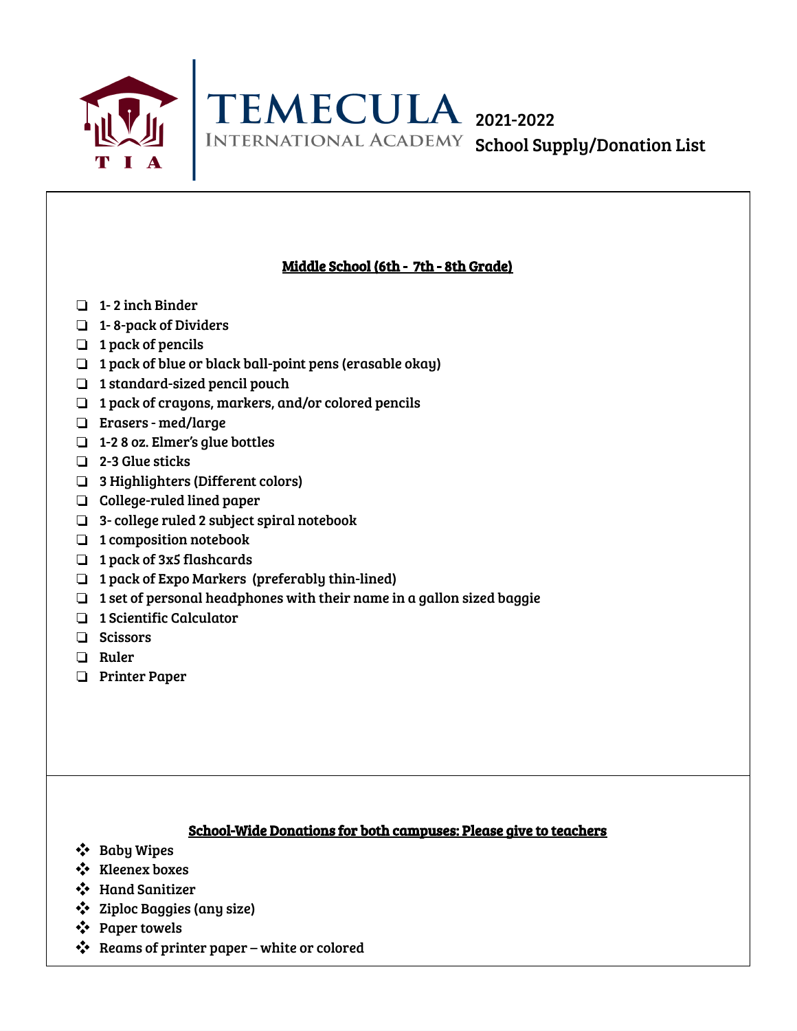# TEMECULA INTERNATIONAL ACADEMY

## 2021-2022 School Supply/Donation List

### Middle School (6th - 7th - 8th Grade)

- [ ] 1- 2 inch Binder
- [ ] 1- 8-pack of Dividers
- [ ] 1 pack of pencils
- [ ] 1 pack of blue or black ball-point pens (erasable okay)
- [ ] 1 standard-sized pencil pouch
- [ ] 1 pack of crayons, markers, and/or colored pencils
- [ ] Erasers - med/large
- [ ] 1-2 8 oz. Elmer's glue bottles
- [ ] 2-3 Glue sticks
- [ ] 3 Highlighters (Different colors)
- [ ] College-ruled lined paper
- [ ] 3- college ruled 2 subject spiral notebook
- [ ] 1 composition notebook
- [ ] 1 pack of 3x5 flashcards
- [ ] 1 pack of Expo Markers (preferably thin-lined)
- [ ] 1 set of personal headphones with their name in a gallon sized baggie
- [ ] 1 Scientific Calculator
- [ ] Scissors
- [ ] Ruler
- [ ] Printer Paper

### School-Wide Donations for both campuses: Please give to teachers

- Baby Wipes
- Kleenex boxes
- Hand Sanitizer
- Ziploc Baggies (any size)
- Paper towels
- Reams of printer paper – white or colored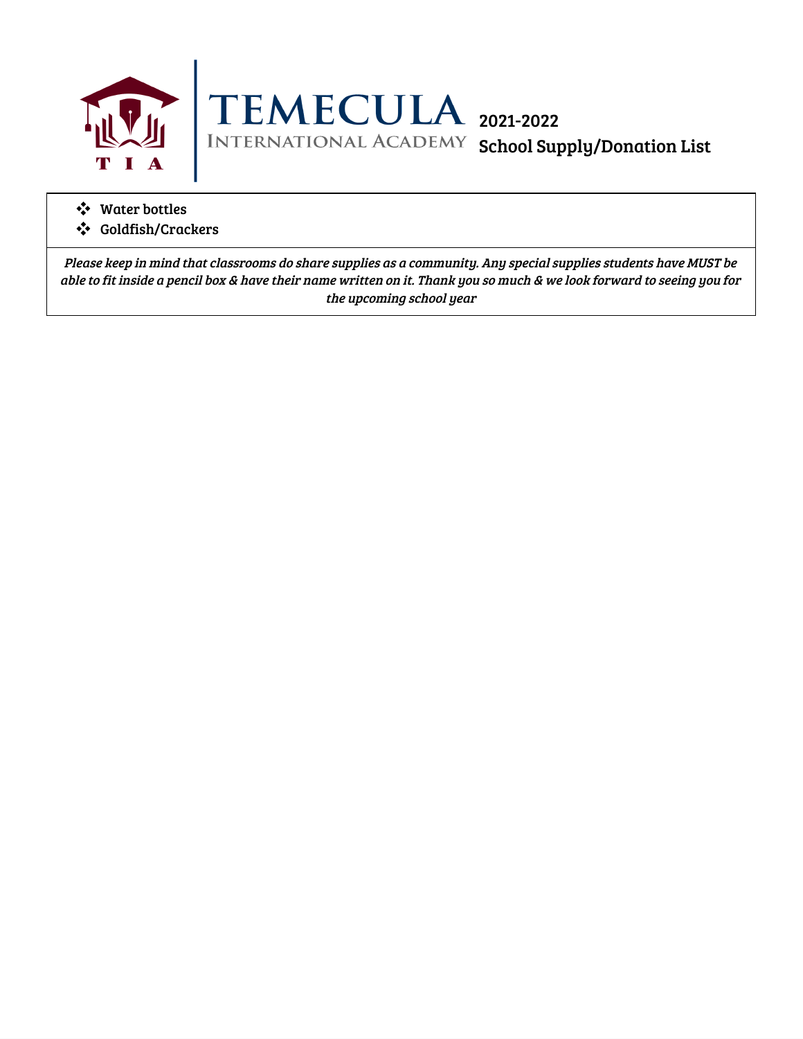**TEMECULA**
INTERNATIONAL ACADEMY

2021-2022
School Supply/Donation List

- Water bottles
- Goldfish/Crackers

*Please keep in mind that classrooms do share supplies as a community. Any special supplies students have MUST be able to fit inside a pencil box & have their name written on it. Thank you so much & we look forward to seeing you for the upcoming school year*